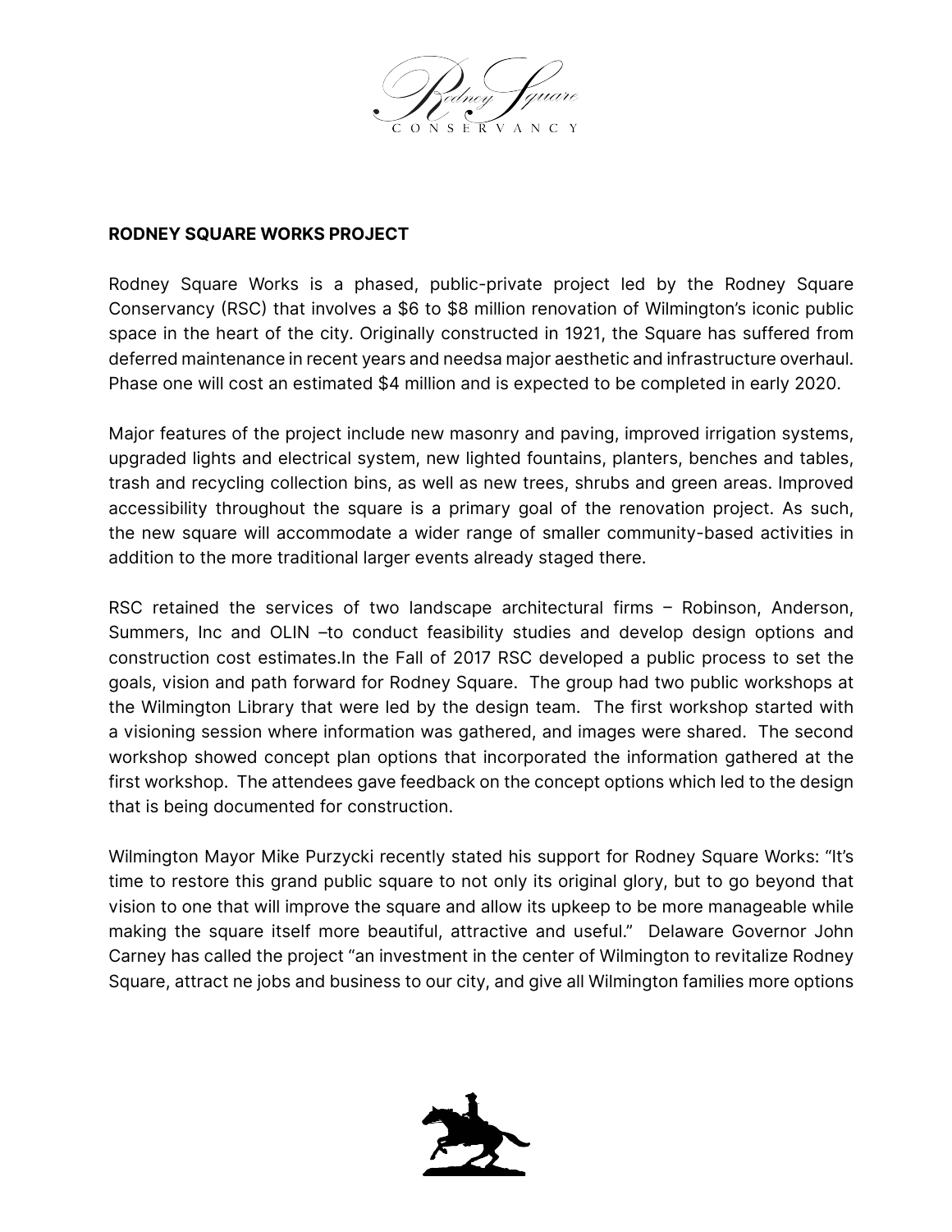## RODNEY SQUARE WORKS PROJECT

Rodney Square Works is a phased, public-private project led by the Rodney Square Conservancy (RSC) that involves a $6 to $8 million renovation of Wilmington's iconic public space in the heart of the city. Originally constructed in 1921, the Square has suffered from deferred maintenance in recent years and needsa major aesthetic and infrastructure overhaul. Phase one will cost an estimated $4 million and is expected to be completed in early 2020.

Major features of the project include new masonry and paving, improved irrigation systems, upgraded lights and electrical system, new lighted fountains, planters, benches and tables, trash and recycling collection bins, as well as new trees, shrubs and green areas. Improved accessibility throughout the square is a primary goal of the renovation project. As such, the new square will accommodate a wider range of smaller community-based activities in addition to the more traditional larger events already staged there.

RSC retained the services of two landscape architectural firms – Robinson, Anderson, Summers, Inc and OLIN –to conduct feasibility studies and develop design options and construction cost estimates.In the Fall of 2017 RSC developed a public process to set the goals, vision and path forward for Rodney Square. The group had two public workshops at the Wilmington Library that were led by the design team. The first workshop started with a visioning session where information was gathered, and images were shared. The second workshop showed concept plan options that incorporated the information gathered at the first workshop. The attendees gave feedback on the concept options which led to the design that is being documented for construction.

Wilmington Mayor Mike Purzycki recently stated his support for Rodney Square Works: "It's time to restore this grand public square to not only its original glory, but to go beyond that vision to one that will improve the square and allow its upkeep to be more manageable while making the square itself more beautiful, attractive and useful." Delaware Governor John Carney has called the project "an investment in the center of Wilmington to revitalize Rodney Square, attract ne jobs and business to our city, and give all Wilmington families more options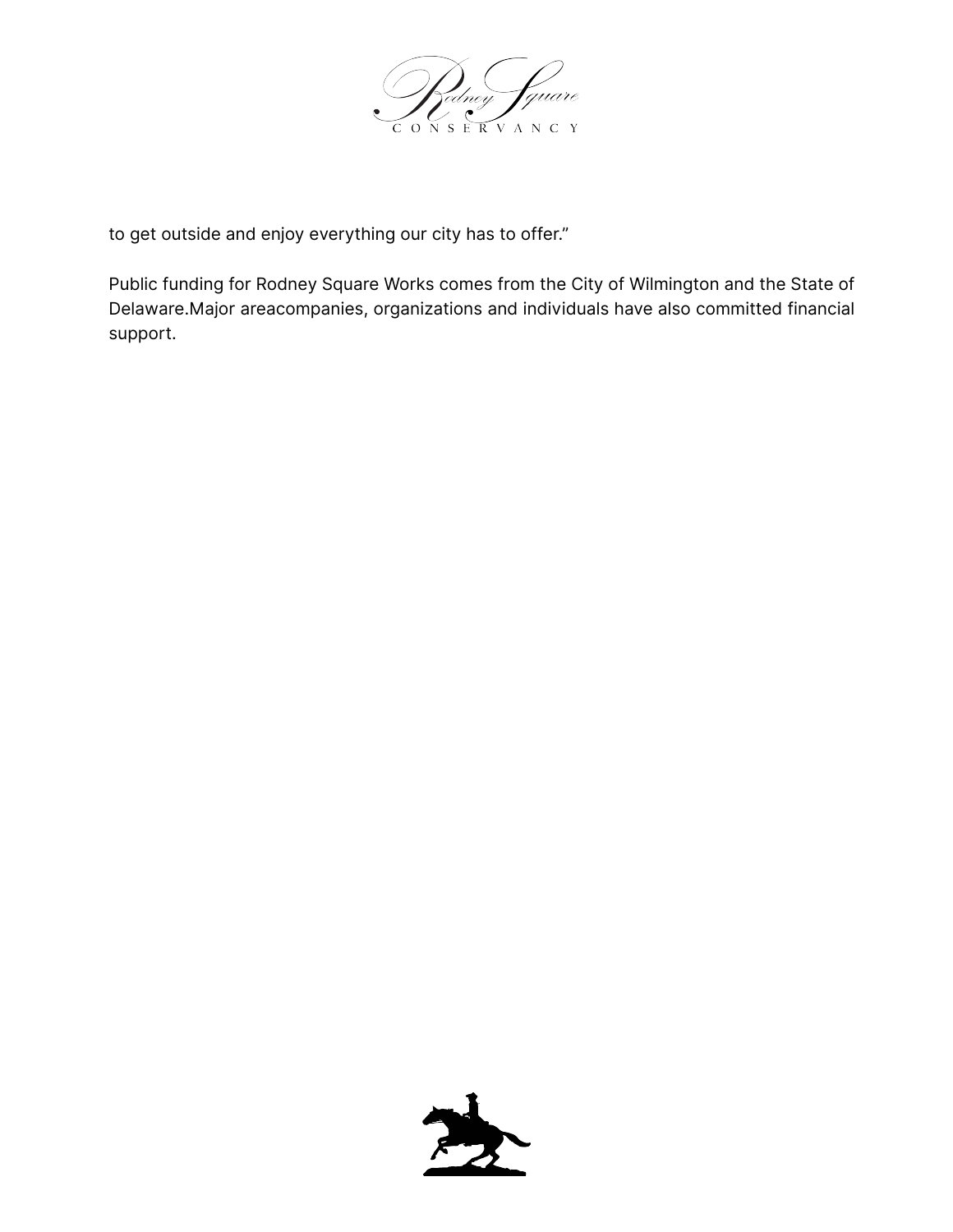to get outside and enjoy everything our city has to offer."

Public funding for Rodney Square Works comes from the City of Wilmington and the State of Delaware.Major areacompanies, organizations and individuals have also committed financial support.